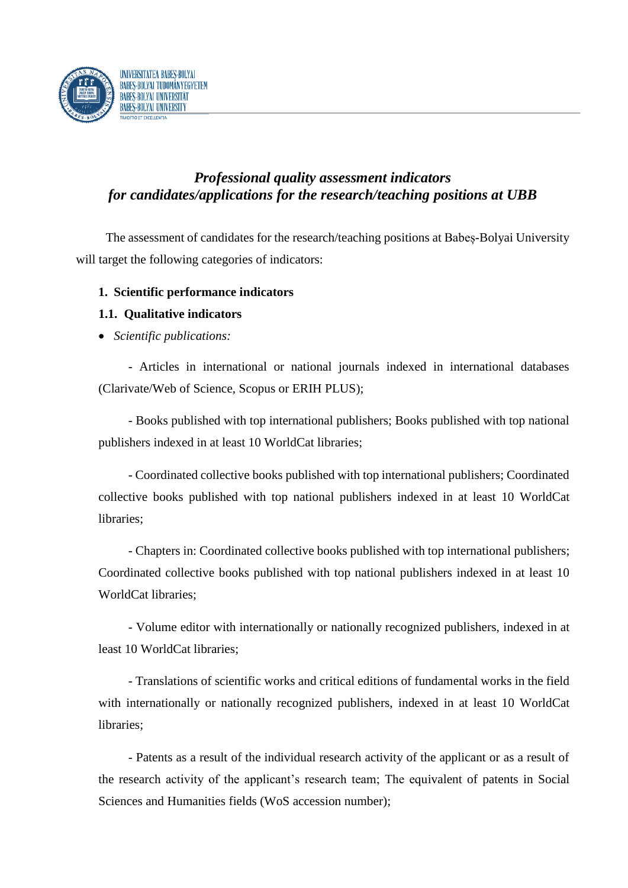# *Professional quality assessment indicators for candidates/applications for the research/teaching positions at UBB*

The assessment of candidates for the research/teaching positions at Babeş-Bolyai University will target the following categories of indicators:

## 1. Scientific performance indicators

### 1.1. Qualitative indicators

- *Scientific publications:*

  - Articles in international or national journals indexed in international databases (Clarivate/Web of Science, Scopus or ERIH PLUS);

  - Books published with top international publishers; Books published with top national publishers indexed in at least 10 WorldCat libraries;

  - Coordinated collective books published with top international publishers; Coordinated collective books published with top national publishers indexed in at least 10 WorldCat libraries;

  - Chapters in: Coordinated collective books published with top international publishers; Coordinated collective books published with top national publishers indexed in at least 10 WorldCat libraries;

  - Volume editor with internationally or nationally recognized publishers, indexed in at least 10 WorldCat libraries;

  - Translations of scientific works and critical editions of fundamental works in the field with internationally or nationally recognized publishers, indexed in at least 10 WorldCat libraries;

  - Patents as a result of the individual research activity of the applicant or as a result of the research activity of the applicant's research team; The equivalent of patents in Social Sciences and Humanities fields (WoS accession number);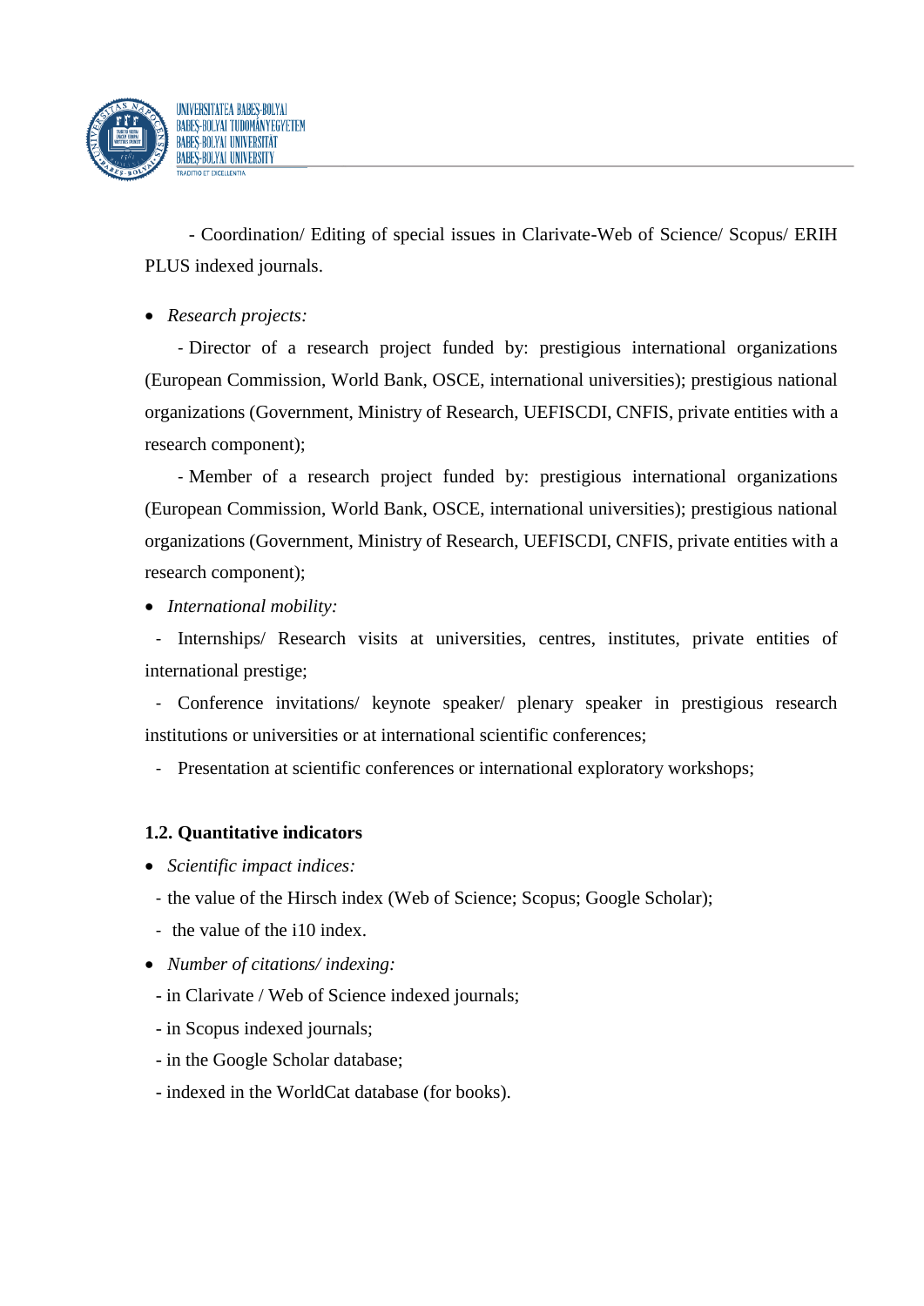- Coordination/ Editing of special issues in Clarivate-Web of Science/ Scopus/ ERIH PLUS indexed journals.

- *Research projects:*

  - Director of a research project funded by: prestigious international organizations (European Commission, World Bank, OSCE, international universities); prestigious national organizations (Government, Ministry of Research, UEFISCDI, CNFIS, private entities with a research component);

  - Member of a research project funded by: prestigious international organizations (European Commission, World Bank, OSCE, international universities); prestigious national organizations (Government, Ministry of Research, UEFISCDI, CNFIS, private entities with a research component);

- *International mobility:*

  - Internships/ Research visits at universities, centres, institutes, private entities of international prestige;
  - Conference invitations/ keynote speaker/ plenary speaker in prestigious research institutions or universities or at international scientific conferences;
  - Presentation at scientific conferences or international exploratory workshops;

**1.2. Quantitative indicators**

- *Scientific impact indices:*
  - the value of the Hirsch index (Web of Science; Scopus; Google Scholar);
  - the value of the i10 index.
- *Number of citations/ indexing:*
  - in Clarivate / Web of Science indexed journals;
  - in Scopus indexed journals;
  - in the Google Scholar database;
  - indexed in the WorldCat database (for books).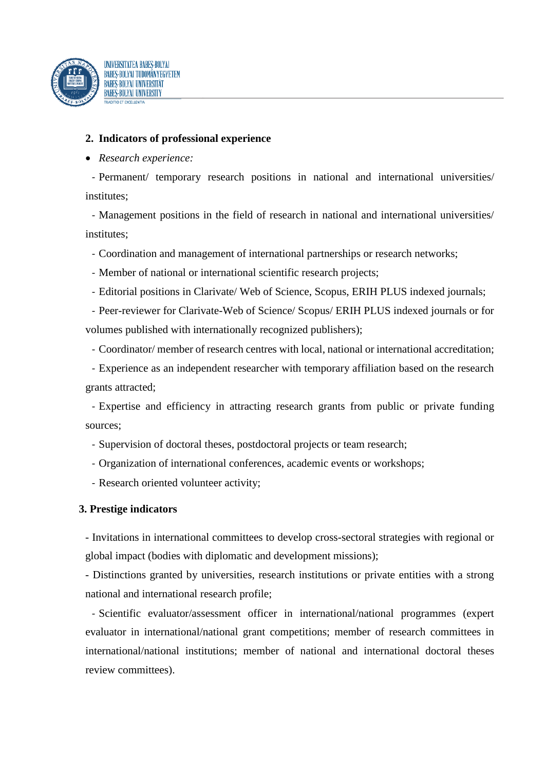## 2. Indicators of professional experience

- *Research experience:*

- Permanent/ temporary research positions in national and international universities/ institutes;
- Management positions in the field of research in national and international universities/ institutes;
- Coordination and management of international partnerships or research networks;
- Member of national or international scientific research projects;
- Editorial positions in Clarivate/ Web of Science, Scopus, ERIH PLUS indexed journals;
- Peer-reviewer for Clarivate-Web of Science/ Scopus/ ERIH PLUS indexed journals or for volumes published with internationally recognized publishers);
- Coordinator/ member of research centres with local, national or international accreditation;
- Experience as an independent researcher with temporary affiliation based on the research grants attracted;
- Expertise and efficiency in attracting research grants from public or private funding sources;
- Supervision of doctoral theses, postdoctoral projects or team research;
- Organization of international conferences, academic events or workshops;
- Research oriented volunteer activity;

## 3. Prestige indicators

- Invitations in international committees to develop cross-sectoral strategies with regional or global impact (bodies with diplomatic and development missions);
- Distinctions granted by universities, research institutions or private entities with a strong national and international research profile;
- Scientific evaluator/assessment officer in international/national programmes (expert evaluator in international/national grant competitions; member of research committees in international/national institutions; member of national and international doctoral theses review committees).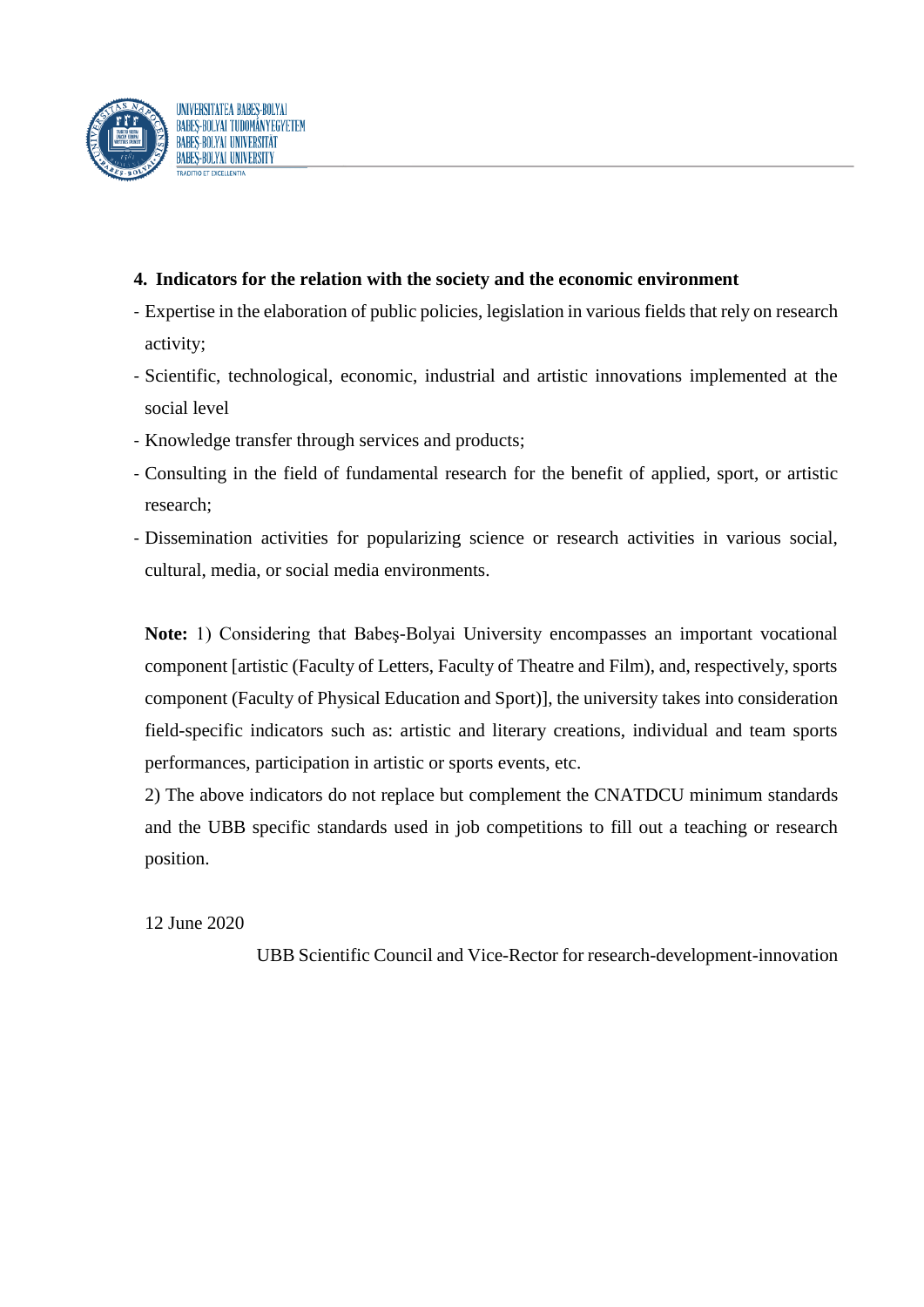## 4. Indicators for the relation with the society and the economic environment

- Expertise in the elaboration of public policies, legislation in various fields that rely on research activity;
- Scientific, technological, economic, industrial and artistic innovations implemented at the social level
- Knowledge transfer through services and products;
- Consulting in the field of fundamental research for the benefit of applied, sport, or artistic research;
- Dissemination activities for popularizing science or research activities in various social, cultural, media, or social media environments.

**Note:** 1) Considering that Babeş-Bolyai University encompasses an important vocational component [artistic (Faculty of Letters, Faculty of Theatre and Film), and, respectively, sports component (Faculty of Physical Education and Sport)], the university takes into consideration field-specific indicators such as: artistic and literary creations, individual and team sports performances, participation in artistic or sports events, etc.

2) The above indicators do not replace but complement the CNATDCU minimum standards and the UBB specific standards used in job competitions to fill out a teaching or research position.

12 June 2020

UBB Scientific Council and Vice-Rector for research-development-innovation